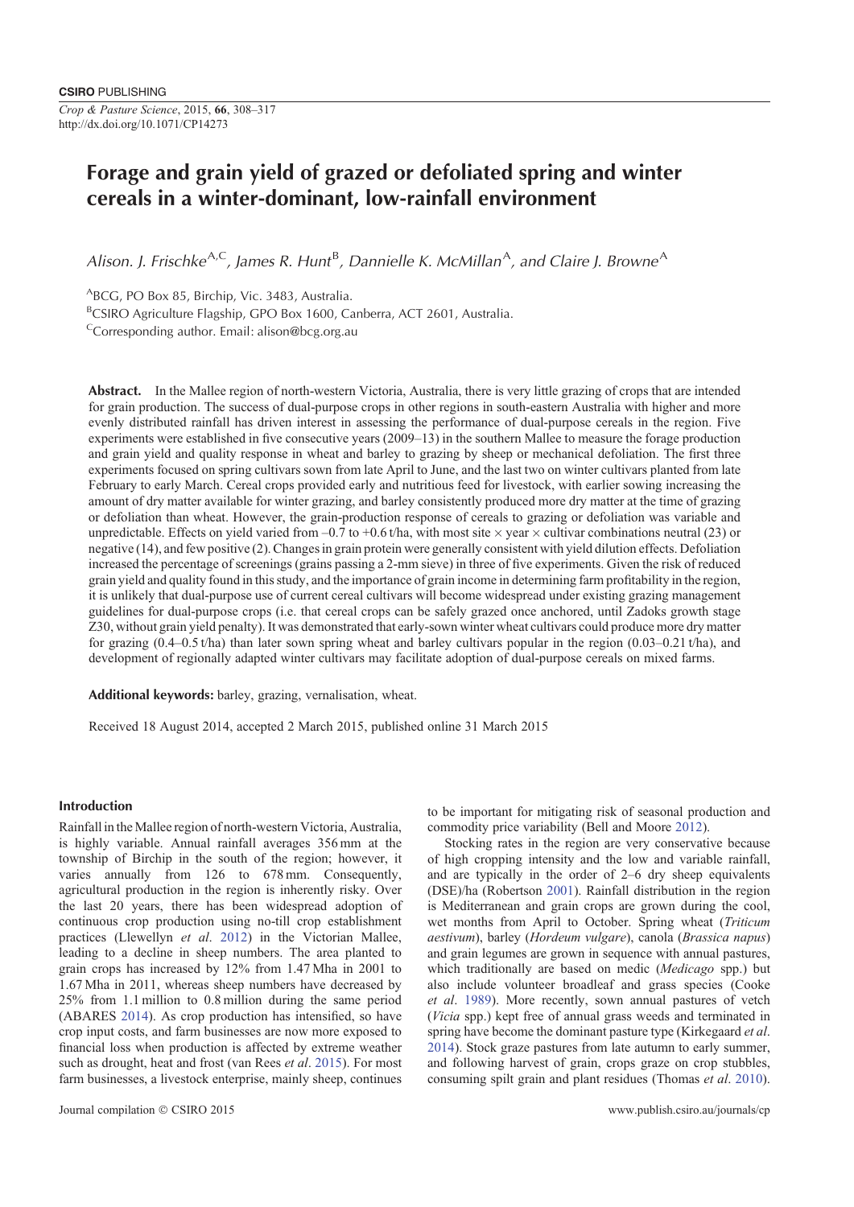# Forage and grain yield of grazed or defoliated spring and winter cereals in a winter-dominant, low-rainfall environment

*Alison. J. Frischke*[A,C], *James R. Hunt*[B], *Dannielle K. McMillan*[A], *and Claire J. Browne*[A]

[A]BCG, PO Box 85, Birchip, Vic. 3483, Australia.

[B]CSIRO Agriculture Flagship, GPO Box 1600, Canberra, ACT 2601, Australia.

[C]Corresponding author. Email: alison@bcg.org.au

**Abstract.** In the Mallee region of north-western Victoria, Australia, there is very little grazing of crops that are intended for grain production. The success of dual-purpose crops in other regions in south-eastern Australia with higher and more evenly distributed rainfall has driven interest in assessing the performance of dual-purpose cereals in the region. Five experiments were established in five consecutive years (2009–13) in the southern Mallee to measure the forage production and grain yield and quality response in wheat and barley to grazing by sheep or mechanical defoliation. The first three experiments focused on spring cultivars sown from late April to June, and the last two on winter cultivars planted from late February to early March. Cereal crops provided early and nutritious feed for livestock, with earlier sowing increasing the amount of dry matter available for winter grazing, and barley consistently produced more dry matter at the time of grazing or defoliation than wheat. However, the grain-production response of cereals to grazing or defoliation was variable and unpredictable. Effects on yield varied from –0.7 to +0.6 t/ha, with most site × year × cultivar combinations neutral (23) or negative (14), and few positive (2). Changes in grain protein were generally consistent with yield dilution effects. Defoliation increased the percentage of screenings (grains passing a 2-mm sieve) in three of five experiments. Given the risk of reduced grain yield and quality found in this study, and the importance of grain income in determining farm profitability in the region, it is unlikely that dual-purpose use of current cereal cultivars will become widespread under existing grazing management guidelines for dual-purpose crops (i.e. that cereal crops can be safely grazed once anchored, until Zadoks growth stage Z30, without grain yield penalty). It was demonstrated that early-sown winter wheat cultivars could produce more dry matter for grazing (0.4–0.5 t/ha) than later sown spring wheat and barley cultivars popular in the region (0.03–0.21 t/ha), and development of regionally adapted winter cultivars may facilitate adoption of dual-purpose cereals on mixed farms.

**Additional keywords:** barley, grazing, vernalisation, wheat.

Received 18 August 2014, accepted 2 March 2015, published online 31 March 2015

## Introduction

Rainfall in the Mallee region of north-western Victoria, Australia, is highly variable. Annual rainfall averages 356 mm at the township of Birchip in the south of the region; however, it varies annually from 126 to 678 mm. Consequently, agricultural production in the region is inherently risky. Over the last 20 years, there has been widespread adoption of continuous crop production using no-till crop establishment practices (Llewellyn *et al*. 2012) in the Victorian Mallee, leading to a decline in sheep numbers. The area planted to grain crops has increased by 12% from 1.47 Mha in 2001 to 1.67 Mha in 2011, whereas sheep numbers have decreased by 25% from 1.1 million to 0.8 million during the same period (ABARES 2014). As crop production has intensified, so have crop input costs, and farm businesses are now more exposed to financial loss when production is affected by extreme weather such as drought, heat and frost (van Rees *et al*. 2015). For most farm businesses, a livestock enterprise, mainly sheep, continues to be important for mitigating risk of seasonal production and commodity price variability (Bell and Moore 2012).

Stocking rates in the region are very conservative because of high cropping intensity and the low and variable rainfall, and are typically in the order of 2–6 dry sheep equivalents (DSE)/ha (Robertson 2001). Rainfall distribution in the region is Mediterranean and grain crops are grown during the cool, wet months from April to October. Spring wheat (*Triticum aestivum*), barley (*Hordeum vulgare*), canola (*Brassica napus*) and grain legumes are grown in sequence with annual pastures, which traditionally are based on medic (*Medicago* spp.) but also include volunteer broadleaf and grass species (Cooke *et al*. 1989). More recently, sown annual pastures of vetch (*Vicia* spp.) kept free of annual grass weeds and terminated in spring have become the dominant pasture type (Kirkegaard *et al*. 2014). Stock graze pastures from late autumn to early summer, and following harvest of grain, crops graze on crop stubbles, consuming spilt grain and plant residues (Thomas *et al*. 2010).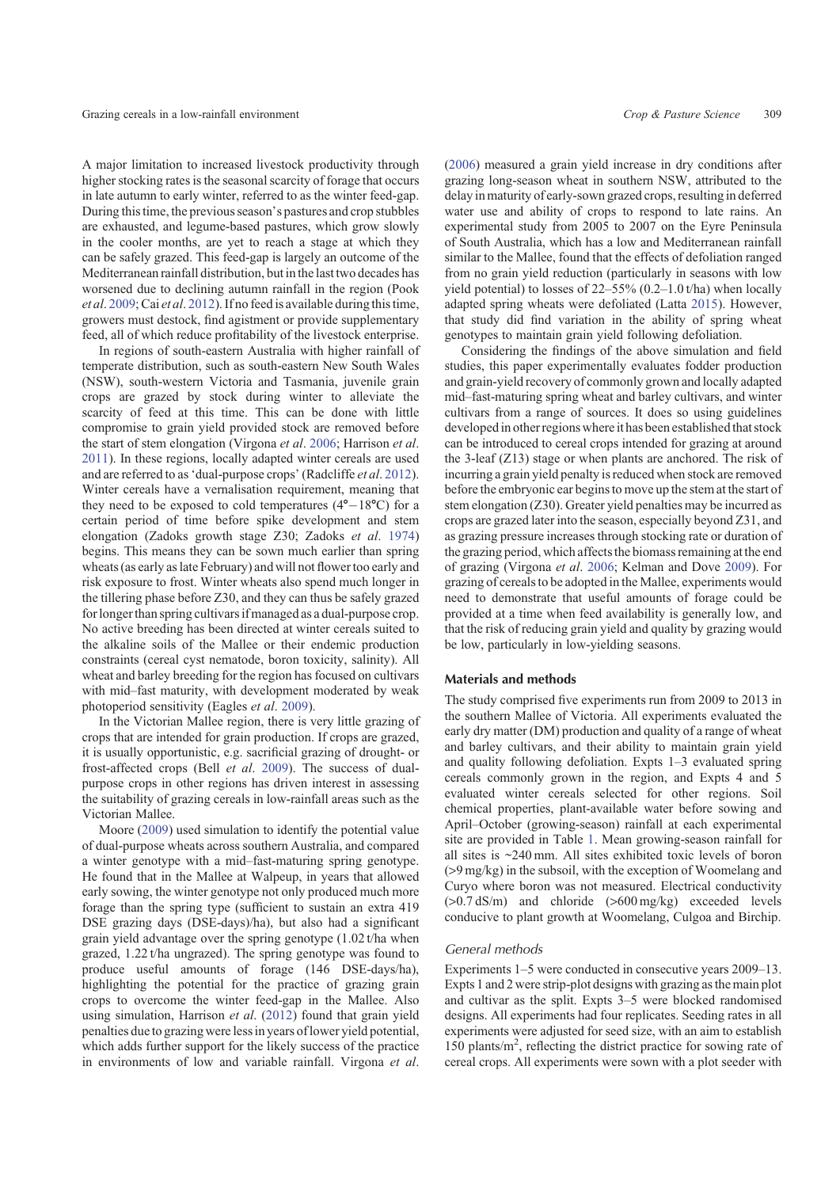A major limitation to increased livestock productivity through higher stocking rates is the seasonal scarcity of forage that occurs in late autumn to early winter, referred to as the winter feed-gap. During this time, the previous season's pastures and crop stubbles are exhausted, and legume-based pastures, which grow slowly in the cooler months, are yet to reach a stage at which they can be safely grazed. This feed-gap is largely an outcome of the Mediterranean rainfall distribution, but in the last two decades has worsened due to declining autumn rainfall in the region (Pook *et al*. 2009; Cai *et al*. 2012). If no feed is available during this time, growers must destock, find agistment or provide supplementary feed, all of which reduce profitability of the livestock enterprise.

In regions of south-eastern Australia with higher rainfall of temperate distribution, such as south-eastern New South Wales (NSW), south-western Victoria and Tasmania, juvenile grain crops are grazed by stock during winter to alleviate the scarcity of feed at this time. This can be done with little compromise to grain yield provided stock are removed before the start of stem elongation (Virgona *et al*. 2006; Harrison *et al*. 2011). In these regions, locally adapted winter cereals are used and are referred to as 'dual-purpose crops' (Radcliffe *et al*. 2012). Winter cereals have a vernalisation requirement, meaning that they need to be exposed to cold temperatures (4°–18°C) for a certain period of time before spike development and stem elongation (Zadoks growth stage Z30; Zadoks *et al*. 1974) begins. This means they can be sown much earlier than spring wheats (as early as late February) and will not flower too early and risk exposure to frost. Winter wheats also spend much longer in the tillering phase before Z30, and they can thus be safely grazed for longer than spring cultivars if managed as a dual-purpose crop. No active breeding has been directed at winter cereals suited to the alkaline soils of the Mallee or their endemic production constraints (cereal cyst nematode, boron toxicity, salinity). All wheat and barley breeding for the region has focused on cultivars with mid–fast maturity, with development moderated by weak photoperiod sensitivity (Eagles *et al*. 2009).

In the Victorian Mallee region, there is very little grazing of crops that are intended for grain production. If crops are grazed, it is usually opportunistic, e.g. sacrificial grazing of drought- or frost-affected crops (Bell *et al*. 2009). The success of dual-purpose crops in other regions has driven interest in assessing the suitability of grazing cereals in low-rainfall areas such as the Victorian Mallee.

Moore (2009) used simulation to identify the potential value of dual-purpose wheats across southern Australia, and compared a winter genotype with a mid–fast-maturing spring genotype. He found that in the Mallee at Walpeup, in years that allowed early sowing, the winter genotype not only produced much more forage than the spring type (sufficient to sustain an extra 419 DSE grazing days (DSE-days)/ha), but also had a significant grain yield advantage over the spring genotype (1.02 t/ha when grazed, 1.22 t/ha ungrazed). The spring genotype was found to produce useful amounts of forage (146 DSE-days/ha), highlighting the potential for the practice of grazing grain crops to overcome the winter feed-gap in the Mallee. Also using simulation, Harrison *et al*. (2012) found that grain yield penalties due to grazing were less in years of lower yield potential, which adds further support for the likely success of the practice in environments of low and variable rainfall. Virgona *et al*. (2006) measured a grain yield increase in dry conditions after grazing long-season wheat in southern NSW, attributed to the delay in maturity of early-sown grazed crops, resulting in deferred water use and ability of crops to respond to late rains. An experimental study from 2005 to 2007 on the Eyre Peninsula of South Australia, which has a low and Mediterranean rainfall similar to the Mallee, found that the effects of defoliation ranged from no grain yield reduction (particularly in seasons with low yield potential) to losses of 22–55% (0.2–1.0 t/ha) when locally adapted spring wheats were defoliated (Latta 2015). However, that study did find variation in the ability of spring wheat genotypes to maintain grain yield following defoliation.

Considering the findings of the above simulation and field studies, this paper experimentally evaluates fodder production and grain-yield recovery of commonly grown and locally adapted mid–fast-maturing spring wheat and barley cultivars, and winter cultivars from a range of sources. It does so using guidelines developed in other regions where it has been established that stock can be introduced to cereal crops intended for grazing at around the 3-leaf (Z13) stage or when plants are anchored. The risk of incurring a grain yield penalty is reduced when stock are removed before the embryonic ear begins to move up the stem at the start of stem elongation (Z30). Greater yield penalties may be incurred as crops are grazed later into the season, especially beyond Z31, and as grazing pressure increases through stocking rate or duration of the grazing period, which affects the biomass remaining at the end of grazing (Virgona *et al*. 2006; Kelman and Dove 2009). For grazing of cereals to be adopted in the Mallee, experiments would need to demonstrate that useful amounts of forage could be provided at a time when feed availability is generally low, and that the risk of reducing grain yield and quality by grazing would be low, particularly in low-yielding seasons.

## Materials and methods

The study comprised five experiments run from 2009 to 2013 in the southern Mallee of Victoria. All experiments evaluated the early dry matter (DM) production and quality of a range of wheat and barley cultivars, and their ability to maintain grain yield and quality following defoliation. Expts 1–3 evaluated spring cereals commonly grown in the region, and Expts 4 and 5 evaluated winter cereals selected for other regions. Soil chemical properties, plant-available water before sowing and April–October (growing-season) rainfall at each experimental site are provided in Table 1. Mean growing-season rainfall for all sites is ~240 mm. All sites exhibited toxic levels of boron (>9 mg/kg) in the subsoil, with the exception of Woomelang and Curyo where boron was not measured. Electrical conductivity (>0.7 dS/m) and chloride (>600 mg/kg) exceeded levels conducive to plant growth at Woomelang, Culgoa and Birchip.

### General methods

Experiments 1–5 were conducted in consecutive years 2009–13. Expts 1 and 2 were strip-plot designs with grazing as the main plot and cultivar as the split. Expts 3–5 were blocked randomised designs. All experiments had four replicates. Seeding rates in all experiments were adjusted for seed size, with an aim to establish 150 plants/m$^2$, reflecting the district practice for sowing rate of cereal crops. All experiments were sown with a plot seeder with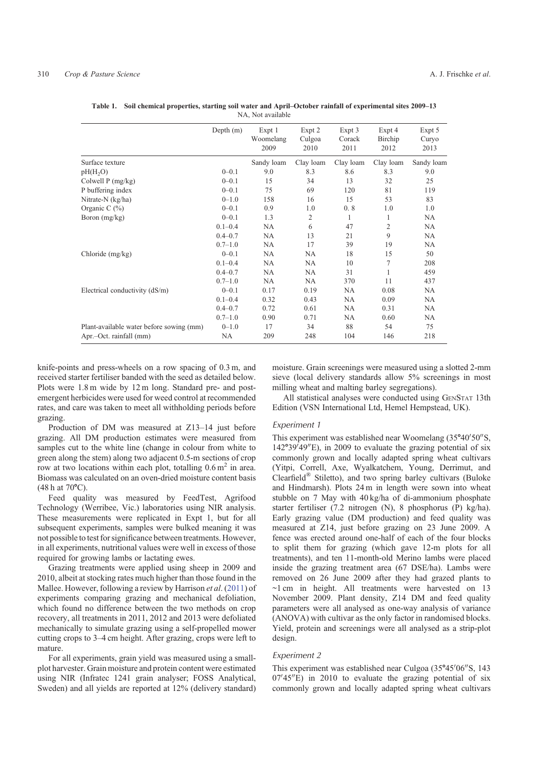**Table 1. Soil chemical properties, starting soil water and April–October rainfall of experimental sites 2009–13**
NA, Not available

| | Depth (m) | Expt 1 Woomelang 2009 | Expt 2 Culgoa 2010 | Expt 3 Corack 2011 | Expt 4 Birchip 2012 | Expt 5 Curyo 2013 |
|---|---|---|---|---|---|---|
| Surface texture | | Sandy loam | Clay loam | Clay loam | Clay loam | Sandy loam |
| $pH(H_2O)$ | 0–0.1 | 9.0 | 8.3 | 8.6 | 8.3 | 9.0 |
| Colwell P (mg/kg) | 0–0.1 | 15 | 34 | 13 | 32 | 25 |
| P buffering index | 0–0.1 | 75 | 69 | 120 | 81 | 119 |
| Nitrate-N (kg/ha) | 0–1.0 | 158 | 16 | 15 | 53 | 83 |
| Organic C (%) | 0–0.1 | 0.9 | 1.0 | 0. 8 | 1.0 | 1.0 |
| Boron (mg/kg) | 0–0.1 | 1.3 | 2 | 1 | 1 | NA |
| | 0.1–0.4 | NA | 6 | 47 | 2 | NA |
| | 0.4–0.7 | NA | 13 | 21 | 9 | NA |
| | 0.7–1.0 | NA | 17 | 39 | 19 | NA |
| Chloride (mg/kg) | 0–0.1 | NA | NA | 18 | 15 | 50 |
| | 0.1–0.4 | NA | NA | 10 | 7 | 208 |
| | 0.4–0.7 | NA | NA | 31 | 1 | 459 |
| | 0.7–1.0 | NA | NA | 370 | 11 | 437 |
| Electrical conductivity (dS/m) | 0–0.1 | 0.17 | 0.19 | NA | 0.08 | NA |
| | 0.1–0.4 | 0.32 | 0.43 | NA | 0.09 | NA |
| | 0.4–0.7 | 0.72 | 0.61 | NA | 0.31 | NA |
| | 0.7–1.0 | 0.90 | 0.71 | NA | 0.60 | NA |
| Plant-available water before sowing (mm) | 0–1.0 | 17 | 34 | 88 | 54 | 75 |
| Apr.–Oct. rainfall (mm) | | NA | 209 | 248 | 104 | 146 | 218 |

knife-points and press-wheels on a row spacing of 0.3 m, and received starter fertiliser banded with the seed as detailed below. Plots were 1.8 m wide by 12 m long. Standard pre- and post-emergent herbicides were used for weed control at recommended rates, and care was taken to meet all withholding periods before grazing.

Production of DM was measured at Z13–14 just before grazing. All DM production estimates were measured from samples cut to the white line (change in colour from white to green along the stem) along two adjacent 0.5-m sections of crop row at two locations within each plot, totalling 0.6 $m^2$ in area. Biomass was calculated on an oven-dried moisture content basis (48 h at 70°C).

Feed quality was measured by FeedTest, Agrifood Technology (Werribee, Vic.) laboratories using NIR analysis. These measurements were replicated in Expt 1, but for all subsequent experiments, samples were bulked meaning it was not possible to test for significance between treatments. However, in all experiments, nutritional values were well in excess of those required for growing lambs or lactating ewes.

Grazing treatments were applied using sheep in 2009 and 2010, albeit at stocking rates much higher than those found in the Mallee. However, following a review by Harrison *et al*. (2011) of experiments comparing grazing and mechanical defoliation, which found no difference between the two methods on crop recovery, all treatments in 2011, 2012 and 2013 were defoliated mechanically to simulate grazing using a self-propelled mower cutting crops to 3–4 cm height. After grazing, crops were left to mature.

For all experiments, grain yield was measured using a small-plot harvester. Grain moisture and protein content were estimated using NIR (Infratec 1241 grain analyser; FOSS Analytical, Sweden) and all yields are reported at 12% (delivery standard) moisture. Grain screenings were measured using a slotted 2-mm sieve (local delivery standards allow 5% screenings in most milling wheat and malting barley segregations).

All statistical analyses were conducted using GenStat 13th Edition (VSN International Ltd, Hemel Hempstead, UK).

### *Experiment 1*

This experiment was established near Woomelang (35°40′50″S, 142°39′49″E), in 2009 to evaluate the grazing potential of six commonly grown and locally adapted spring wheat cultivars (Yitpi, Correll, Axe, Wyalkatchem, Young, Derrimut, and Clearfield® Stiletto), and two spring barley cultivars (Buloke and Hindmarsh). Plots 24 m in length were sown into wheat stubble on 7 May with 40 kg/ha of di-ammonium phosphate starter fertiliser (7.2 nitrogen (N), 8 phosphorus (P) kg/ha). Early grazing value (DM production) and feed quality was measured at Z14, just before grazing on 23 June 2009. A fence was erected around one-half of each of the four blocks to split them for grazing (which gave 12-m plots for all treatments), and ten 11-month-old Merino lambs were placed inside the grazing treatment area (67 DSE/ha). Lambs were removed on 26 June 2009 after they had grazed plants to ~1 cm in height. All treatments were harvested on 13 November 2009. Plant density, Z14 DM and feed quality parameters were all analysed as one-way analysis of variance (ANOVA) with cultivar as the only factor in randomised blocks. Yield, protein and screenings were all analysed as a strip-plot design.

### *Experiment 2*

This experiment was established near Culgoa (35°45′06″S, 143 07′45″E) in 2010 to evaluate the grazing potential of six commonly grown and locally adapted spring wheat cultivars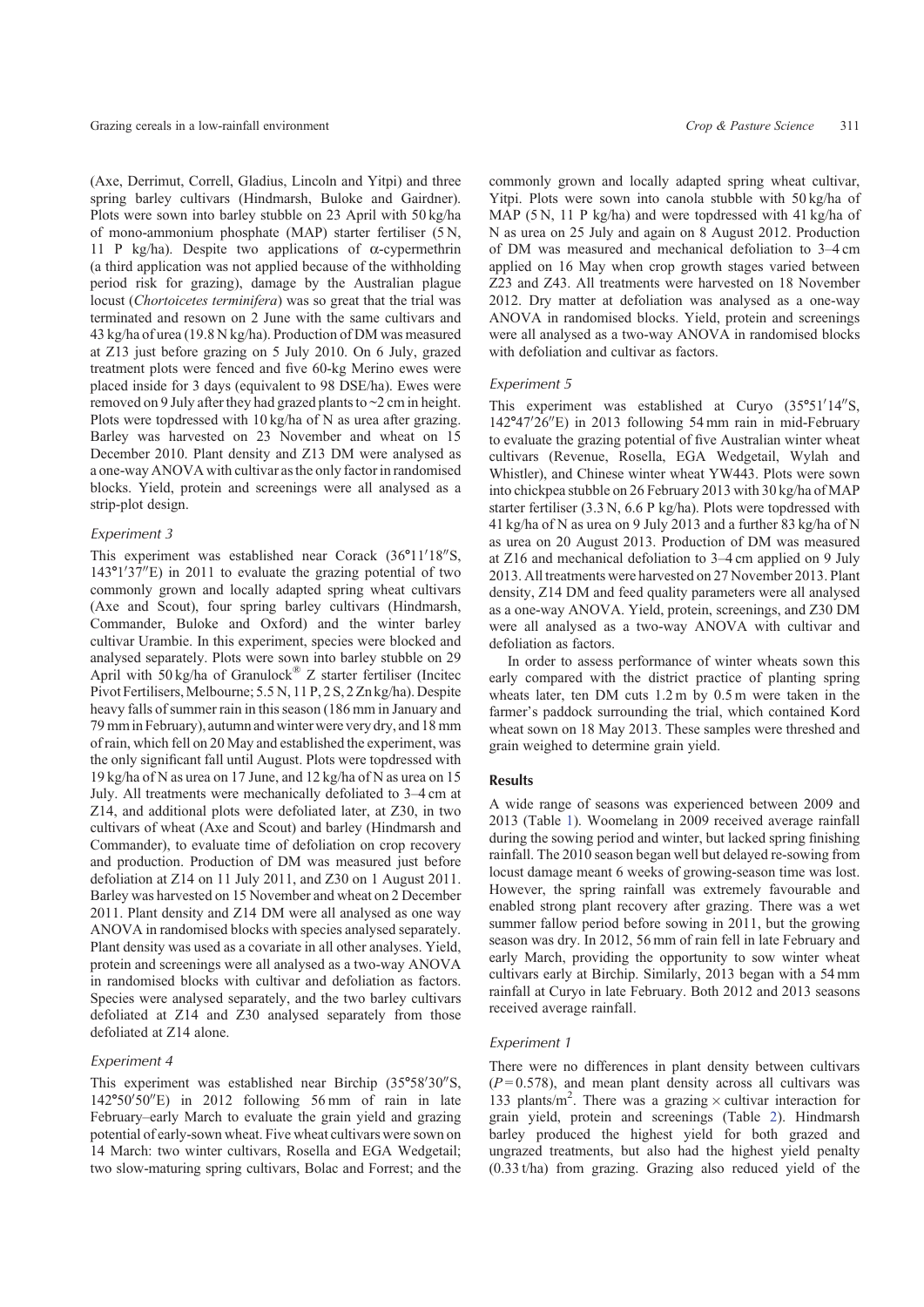(Axe, Derrimut, Correll, Gladius, Lincoln and Yitpi) and three spring barley cultivars (Hindmarsh, Buloke and Gairdner). Plots were sown into barley stubble on 23 April with 50 kg/ha of mono-ammonium phosphate (MAP) starter fertiliser (5 N, 11 P kg/ha). Despite two applications of α-cypermethrin (a third application was not applied because of the withholding period risk for grazing), damage by the Australian plague locust (*Chortoicetes terminifera*) was so great that the trial was terminated and resown on 2 June with the same cultivars and 43 kg/ha of urea (19.8 N kg/ha). Production of DM was measured at Z13 just before grazing on 5 July 2010. On 6 July, grazed treatment plots were fenced and five 60-kg Merino ewes were placed inside for 3 days (equivalent to 98 DSE/ha). Ewes were removed on 9 July after they had grazed plants to ~2 cm in height. Plots were topdressed with 10 kg/ha of N as urea after grazing. Barley was harvested on 23 November and wheat on 15 December 2010. Plant density and Z13 DM were analysed as a one-way ANOVA with cultivar as the only factor in randomised blocks. Yield, protein and screenings were all analysed as a strip-plot design.

### *Experiment 3*

This experiment was established near Corack (36°11′18″S, 143°1′37″E) in 2011 to evaluate the grazing potential of two commonly grown and locally adapted spring wheat cultivars (Axe and Scout), four spring barley cultivars (Hindmarsh, Commander, Buloke and Oxford) and the winter barley cultivar Urambie. In this experiment, species were blocked and analysed separately. Plots were sown into barley stubble on 29 April with 50 kg/ha of Granulock® Z starter fertiliser (Incitec Pivot Fertilisers, Melbourne; 5.5 N, 11 P, 2 S, 2 Zn kg/ha). Despite heavy falls of summer rain in this season (186 mm in January and 79 mm in February), autumn and winter were very dry, and 18 mm of rain, which fell on 20 May and established the experiment, was the only significant fall until August. Plots were topdressed with 19 kg/ha of N as urea on 17 June, and 12 kg/ha of N as urea on 15 July. All treatments were mechanically defoliated to 3–4 cm at Z14, and additional plots were defoliated later, at Z30, in two cultivars of wheat (Axe and Scout) and barley (Hindmarsh and Commander), to evaluate time of defoliation on crop recovery and production. Production of DM was measured just before defoliation at Z14 on 11 July 2011, and Z30 on 1 August 2011. Barley was harvested on 15 November and wheat on 2 December 2011. Plant density and Z14 DM were all analysed as one way ANOVA in randomised blocks with species analysed separately. Plant density was used as a covariate in all other analyses. Yield, protein and screenings were all analysed as a two-way ANOVA in randomised blocks with cultivar and defoliation as factors. Species were analysed separately, and the two barley cultivars defoliated at Z14 and Z30 analysed separately from those defoliated at Z14 alone.

### *Experiment 4*

This experiment was established near Birchip (35°58′30″S, 142°50′50″E) in 2012 following 56 mm of rain in late February–early March to evaluate the grain yield and grazing potential of early-sown wheat. Five wheat cultivars were sown on 14 March: two winter cultivars, Rosella and EGA Wedgetail; two slow-maturing spring cultivars, Bolac and Forrest; and the commonly grown and locally adapted spring wheat cultivar, Yitpi. Plots were sown into canola stubble with 50 kg/ha of MAP (5 N, 11 P kg/ha) and were topdressed with 41 kg/ha of N as urea on 25 July and again on 8 August 2012. Production of DM was measured and mechanical defoliation to 3–4 cm applied on 16 May when crop growth stages varied between Z23 and Z43. All treatments were harvested on 18 November 2012. Dry matter at defoliation was analysed as a one-way ANOVA in randomised blocks. Yield, protein and screenings were all analysed as a two-way ANOVA in randomised blocks with defoliation and cultivar as factors.

### *Experiment 5*

This experiment was established at Curyo (35°51′14″S, 142°47′26″E) in 2013 following 54 mm rain in mid-February to evaluate the grazing potential of five Australian winter wheat cultivars (Revenue, Rosella, EGA Wedgetail, Wylah and Whistler), and Chinese winter wheat YW443. Plots were sown into chickpea stubble on 26 February 2013 with 30 kg/ha of MAP starter fertiliser (3.3 N, 6.6 P kg/ha). Plots were topdressed with 41 kg/ha of N as urea on 9 July 2013 and a further 83 kg/ha of N as urea on 20 August 2013. Production of DM was measured at Z16 and mechanical defoliation to 3–4 cm applied on 9 July 2013. All treatments were harvested on 27 November 2013. Plant density, Z14 DM and feed quality parameters were all analysed as a one-way ANOVA. Yield, protein, screenings, and Z30 DM were all analysed as a two-way ANOVA with cultivar and defoliation as factors.

In order to assess performance of winter wheats sown this early compared with the district practice of planting spring wheats later, ten DM cuts 1.2 m by 0.5 m were taken in the farmer's paddock surrounding the trial, which contained Kord wheat sown on 18 May 2013. These samples were threshed and grain weighed to determine grain yield.

## **Results**

A wide range of seasons was experienced between 2009 and 2013 (Table 1). Woomelang in 2009 received average rainfall during the sowing period and winter, but lacked spring finishing rainfall. The 2010 season began well but delayed re-sowing from locust damage meant 6 weeks of growing-season time was lost. However, the spring rainfall was extremely favourable and enabled strong plant recovery after grazing. There was a wet summer fallow period before sowing in 2011, but the growing season was dry. In 2012, 56 mm of rain fell in late February and early March, providing the opportunity to sow winter wheat cultivars early at Birchip. Similarly, 2013 began with a 54 mm rainfall at Curyo in late February. Both 2012 and 2013 seasons received average rainfall.

### *Experiment 1*

There were no differences in plant density between cultivars ($P = 0.578$), and mean plant density across all cultivars was 133 plants/m$^2$. There was a grazing × cultivar interaction for grain yield, protein and screenings (Table 2). Hindmarsh barley produced the highest yield for both grazed and ungrazed treatments, but also had the highest yield penalty (0.33 t/ha) from grazing. Grazing also reduced yield of the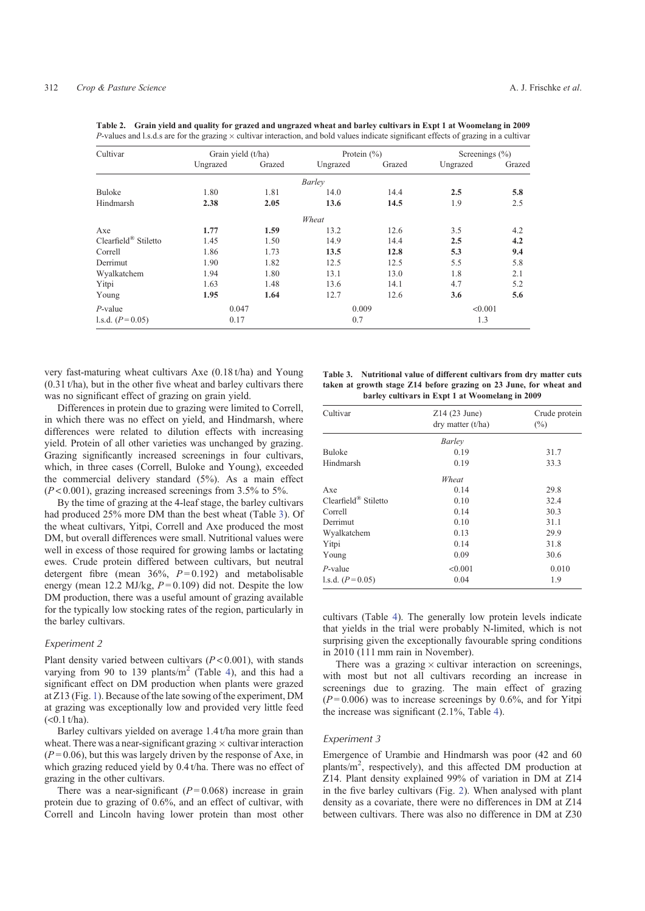**Table 2. Grain yield and quality for grazed and ungrazed wheat and barley cultivars in Expt 1 at Woomelang in 2009**
*P*-values and l.s.d.s are for the grazing × cultivar interaction, and bold values indicate significant effects of grazing in a cultivar

| Cultivar | Grain yield (t/ha) | | Protein (%) | | Screenings (%) | |
|---|---|---|---|---|---|---|
| | Ungrazed | Grazed | Ungrazed | Grazed | Ungrazed | Grazed |
| | | | *Barley* | | | |
| Buloke | 1.80 | 1.81 | 14.0 | 14.4 | **2.5** | **5.8** |
| Hindmarsh | **2.38** | **2.05** | **13.6** | **14.5** | 1.9 | 2.5 |
| | | | *Wheat* | | | |
| Axe | **1.77** | **1.59** | 13.2 | 12.6 | 3.5 | 4.2 |
| Clearfield® Stiletto | 1.45 | 1.50 | 14.9 | 14.4 | **2.5** | **4.2** |
| Correll | 1.86 | 1.73 | **13.5** | **12.8** | **5.3** | **9.4** |
| Derrimut | 1.90 | 1.82 | 12.5 | 12.5 | 5.5 | 5.8 |
| Wyalkatchem | 1.94 | 1.80 | 13.1 | 13.0 | 1.8 | 2.1 |
| Yitpi | 1.63 | 1.48 | 13.6 | 14.1 | 4.7 | 5.2 |
| Young | **1.95** | **1.64** | 12.7 | 12.6 | **3.6** | **5.6** |
| *P*-value | 0.047 | | 0.009 | | <0.001 | |
| l.s.d. (*P* = 0.05) | 0.17 | | 0.7 | | 1.3 | |

very fast-maturing wheat cultivars Axe (0.18 t/ha) and Young (0.31 t/ha), but in the other five wheat and barley cultivars there was no significant effect of grazing on grain yield.

Differences in protein due to grazing were limited to Correll, in which there was no effect on yield, and Hindmarsh, where differences were related to dilution effects with increasing yield. Protein of all other varieties was unchanged by grazing. Grazing significantly increased screenings in four cultivars, which, in three cases (Correll, Buloke and Young), exceeded the commercial delivery standard (5%). As a main effect ($P < 0.001$), grazing increased screenings from 3.5% to 5%.

By the time of grazing at the 4-leaf stage, the barley cultivars had produced 25% more DM than the best wheat (Table 3). Of the wheat cultivars, Yitpi, Correll and Axe produced the most DM, but overall differences were small. Nutritional values were well in excess of those required for growing lambs or lactating ewes. Crude protein differed between cultivars, but neutral detergent fibre (mean 36%, $P = 0.192$) and metabolisable energy (mean 12.2 MJ/kg, $P = 0.109$) did not. Despite the low DM production, there was a useful amount of grazing available for the typically low stocking rates of the region, particularly in the barley cultivars.

**Table 3. Nutritional value of different cultivars from dry matter cuts taken at growth stage Z14 before grazing on 23 June, for wheat and barley cultivars in Expt 1 at Woomelang in 2009**

| Cultivar | Z14 (23 June) dry matter (t/ha) | Crude protein (%) |
|---|---|---|
| | *Barley* | |
| Buloke | 0.19 | 31.7 |
| Hindmarsh | 0.19 | 33.3 |
| | *Wheat* | |
| Axe | 0.14 | 29.8 |
| Clearfield® Stiletto | 0.10 | 32.4 |
| Correll | 0.14 | 30.3 |
| Derrimut | 0.10 | 31.1 |
| Wyalkatchem | 0.13 | 29.9 |
| Yitpi | 0.14 | 31.8 |
| Young | 0.09 | 30.6 |
| *P*-value | <0.001 | 0.010 |
| l.s.d. (*P* = 0.05) | 0.04 | 1.9 |

### Experiment 2

Plant density varied between cultivars ($P < 0.001$), with stands varying from 90 to 139 plants/m$^2$ (Table 4), and this had a significant effect on DM production when plants were grazed at Z13 (Fig. 1). Because of the late sowing of the experiment, DM at grazing was exceptionally low and provided very little feed (<0.1 t/ha).

Barley cultivars yielded on average 1.4 t/ha more grain than wheat. There was a near-significant grazing × cultivar interaction ($P = 0.06$), but this was largely driven by the response of Axe, in which grazing reduced yield by 0.4 t/ha. There was no effect of grazing in the other cultivars.

There was a near-significant ($P = 0.068$) increase in grain protein due to grazing of 0.6%, and an effect of cultivar, with Correll and Lincoln having lower protein than most other cultivars (Table 4). The generally low protein levels indicate that yields in the trial were probably N-limited, which is not surprising given the exceptionally favourable spring conditions in 2010 (111 mm rain in November).

There was a grazing × cultivar interaction on screenings, with most but not all cultivars recording an increase in screenings due to grazing. The main effect of grazing ($P = 0.006$) was to increase screenings by 0.6%, and for Yitpi the increase was significant (2.1%, Table 4).

### Experiment 3

Emergence of Urambie and Hindmarsh was poor (42 and 60 plants/m$^2$, respectively), and this affected DM production at Z14. Plant density explained 99% of variation in DM at Z14 in the five barley cultivars (Fig. 2). When analysed with plant density as a covariate, there were no differences in DM at Z14 between cultivars. There was also no difference in DM at Z30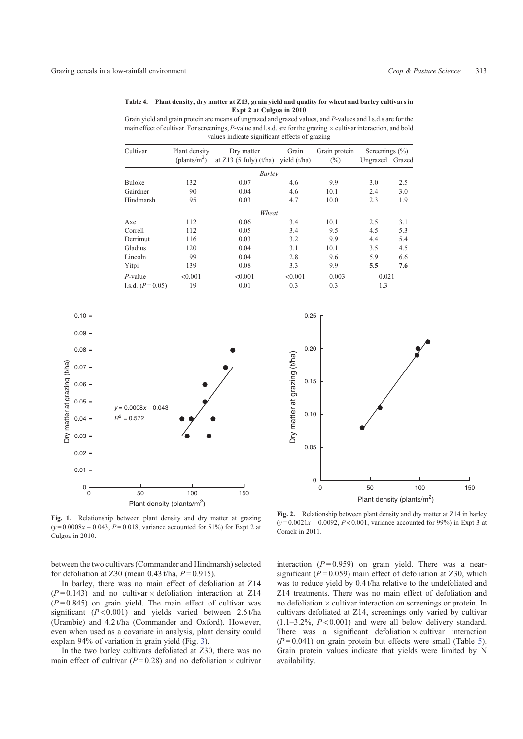**Table 4. Plant density, dry matter at Z13, grain yield and quality for wheat and barley cultivars in Expt 2 at Culgoa in 2010**

Grain yield and grain protein are means of ungrazed and grazed values, and *P*-values and l.s.d.s are for the main effect of cultivar. For screenings, *P*-value and l.s.d. are for the grazing × cultivar interaction, and bold values indicate significant effects of grazing

| Cultivar | Plant density (plants/m$^2$) | Dry matter at Z13 (5 July) (t/ha) | Grain yield (t/ha) | Grain protein (%) | Screenings (%) | |
|---|---|---|---|---|---|---|
| | | | | | Ungrazed | Grazed |
| *Barley* | | | | | | |
| Buloke | 132 | 0.07 | 4.6 | 9.9 | 3.0 | 2.5 |
| Gairdner | 90 | 0.04 | 4.6 | 10.1 | 2.4 | 3.0 |
| Hindmarsh | 95 | 0.03 | 4.7 | 10.0 | 2.3 | 1.9 |
| *Wheat* | | | | | | |
| Axe | 112 | 0.06 | 3.4 | 10.1 | 2.5 | 3.1 |
| Correll | 112 | 0.05 | 3.4 | 9.5 | 4.5 | 5.3 |
| Derrimut | 116 | 0.03 | 3.2 | 9.9 | 4.4 | 5.4 |
| Gladius | 120 | 0.04 | 3.1 | 10.1 | 3.5 | 4.5 |
| Lincoln | 99 | 0.04 | 2.8 | 9.6 | 5.9 | 6.6 |
| Yitpi | 139 | 0.08 | 3.3 | 9.9 | **5.5** | **7.6** |
| *P*-value | <0.001 | <0.001 | <0.001 | 0.003 | 0.021 | |
| l.s.d. ($P$ = 0.05) | 19 | 0.01 | 0.3 | 0.3 | 1.3 | |

**Fig. 1.** Relationship between plant density and dry matter at grazing ($y = 0.0008x - 0.043$, $P = 0.018$, variance accounted for 51%) for Expt 2 at Culgoa in 2010.

**Fig. 2.** Relationship between plant density and dry matter at Z14 in barley ($y = 0.0021x - 0.0092$, $P < 0.001$, variance accounted for 99%) in Expt 3 at Corack in 2011.

between the two cultivars (Commander and Hindmarsh) selected for defoliation at Z30 (mean 0.43 t/ha, $P = 0.915$).

In barley, there was no main effect of defoliation at Z14 ($P = 0.143$) and no cultivar × defoliation interaction at Z14 ($P = 0.845$) on grain yield. The main effect of cultivar was significant ($P < 0.001$) and yields varied between 2.6 t/ha (Urambie) and 4.2 t/ha (Commander and Oxford). However, even when used as a covariate in analysis, plant density could explain 94% of variation in grain yield (Fig. 3).

In the two barley cultivars defoliated at Z30, there was no main effect of cultivar ($P = 0.28$) and no defoliation × cultivar interaction ($P = 0.959$) on grain yield. There was a near-significant ($P = 0.059$) main effect of defoliation at Z30, which was to reduce yield by 0.4 t/ha relative to the undefoliated and Z14 treatments. There was no main effect of defoliation and no defoliation × cultivar interaction on screenings or protein. In cultivars defoliated at Z14, screenings only varied by cultivar (1.1–3.2%, $P < 0.001$) and were all below delivery standard. There was a significant defoliation × cultivar interaction ($P = 0.041$) on grain protein but effects were small (Table 5). Grain protein values indicate that yields were limited by N availability.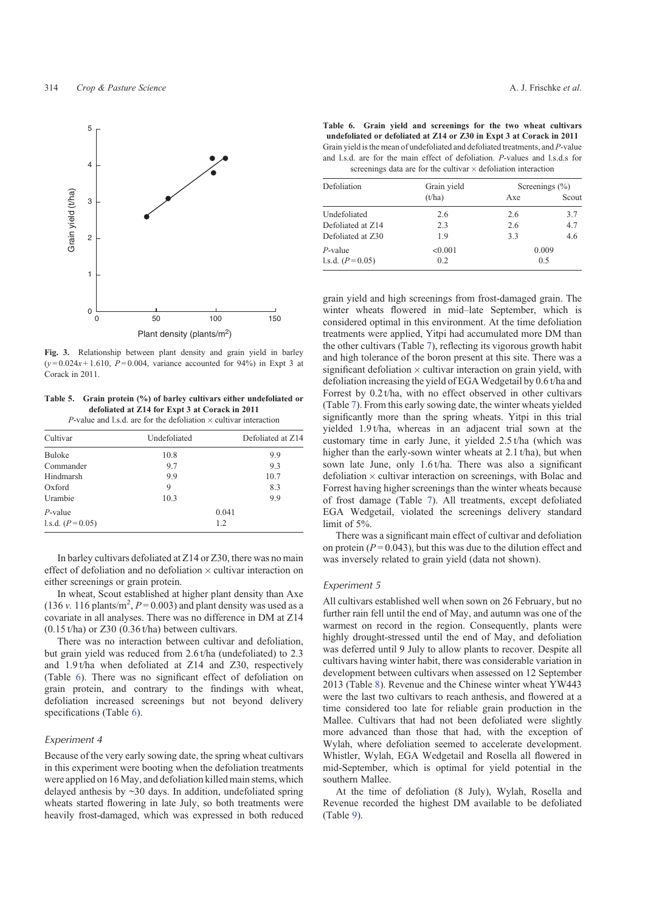**Fig. 3.** Relationship between plant density and grain yield in barley ($y = 0.024x + 1.610$, $P = 0.004$, variance accounted for 94%) in Expt 3 at Corack in 2011.

**Table 5. Grain protein (%) of barley cultivars either undefoliated or defoliated at Z14 for Expt 3 at Corack in 2011**
*P*-value and l.s.d. are for the defoliation × cultivar interaction

| Cultivar | Undefoliated | Defoliated at Z14 |
|---|---|---|
| Buloke | 10.8 | 9.9 |
| Commander | 9.7 | 9.3 |
| Hindmarsh | 9.9 | 10.7 |
| Oxford | 9 | 8.3 |
| Urambie | 10.3 | 9.9 |
| *P*-value | 0.041 | |
| l.s.d. ($P = 0.05$) | 1.2 | |

In barley cultivars defoliated at Z14 or Z30, there was no main effect of defoliation and no defoliation × cultivar interaction on either screenings or grain protein.

In wheat, Scout established at higher plant density than Axe (136 *v.* 116 plants/m$^2$, $P = 0.003$) and plant density was used as a covariate in all analyses. There was no difference in DM at Z14 (0.15 t/ha) or Z30 (0.36 t/ha) between cultivars.

There was no interaction between cultivar and defoliation, but grain yield was reduced from 2.6 t/ha (undefoliated) to 2.3 and 1.9 t/ha when defoliated at Z14 and Z30, respectively (Table 6). There was no significant effect of defoliation on grain protein, and contrary to the findings with wheat, defoliation increased screenings but not beyond delivery specifications (Table 6).

### Experiment 4

Because of the very early sowing date, the spring wheat cultivars in this experiment were booting when the defoliation treatments were applied on 16 May, and defoliation killed main stems, which delayed anthesis by ~30 days. In addition, undefoliated spring wheats started flowering in late July, so both treatments were heavily frost-damaged, which was expressed in both reduced grain yield and high screenings from frost-damaged grain. The winter wheats flowered in mid–late September, which is considered optimal in this environment. At the time defoliation treatments were applied, Yitpi had accumulated more DM than the other cultivars (Table 7), reflecting its vigorous growth habit and high tolerance of the boron present at this site. There was a significant defoliation × cultivar interaction on grain yield, with defoliation increasing the yield of EGA Wedgetail by 0.6 t/ha and Forrest by 0.2 t/ha, with no effect observed in other cultivars (Table 7). From this early sowing date, the winter wheats yielded significantly more than the spring wheats. Yitpi in this trial yielded 1.9 t/ha, whereas in an adjacent trial sown at the customary time in early June, it yielded 2.5 t/ha (which was higher than the early-sown winter wheats at 2.1 t/ha), but when sown late June, only 1.6 t/ha. There was also a significant defoliation × cultivar interaction on screenings, with Bolac and Forrest having higher screenings than the winter wheats because of frost damage (Table 7). All treatments, except defoliated EGA Wedgetail, violated the screenings delivery standard limit of 5%.

There was a significant main effect of cultivar and defoliation on protein ($P = 0.043$), but this was due to the dilution effect and was inversely related to grain yield (data not shown).

**Table 6. Grain yield and screenings for the two wheat cultivars undefoliated or defoliated at Z14 or Z30 in Expt 3 at Corack in 2011**
Grain yield is the mean of undefoliated and defoliated treatments, and *P*-value and l.s.d. are for the main effect of defoliation. *P*-values and l.s.d.s for screenings data are for the cultivar × defoliation interaction

| Defoliation | Grain yield (t/ha) | Screenings (%) | |
|---|---|---|---|
| | | Axe | Scout |
| Undefoliated | 2.6 | 2.6 | 3.7 |
| Defoliated at Z14 | 2.3 | 2.6 | 4.7 |
| Defoliated at Z30 | 1.9 | 3.3 | 4.6 |
| *P*-value | <0.001 | 0.009 | |
| l.s.d. ($P = 0.05$) | 0.2 | 0.5 | |

### Experiment 5

All cultivars established well when sown on 26 February, but no further rain fell until the end of May, and autumn was one of the warmest on record in the region. Consequently, plants were highly drought-stressed until the end of May, and defoliation was deferred until 9 July to allow plants to recover. Despite all cultivars having winter habit, there was considerable variation in development between cultivars when assessed on 12 September 2013 (Table 8). Revenue and the Chinese winter wheat YW443 were the last two cultivars to reach anthesis, and flowered at a time considered too late for reliable grain production in the Mallee. Cultivars that had not been defoliated were slightly more advanced than those that had, with the exception of Wylah, where defoliation seemed to accelerate development. Whistler, Wylah, EGA Wedgetail and Rosella all flowered in mid-September, which is optimal for yield potential in the southern Mallee.

At the time of defoliation (8 July), Wylah, Rosella and Revenue recorded the highest DM available to be defoliated (Table 9).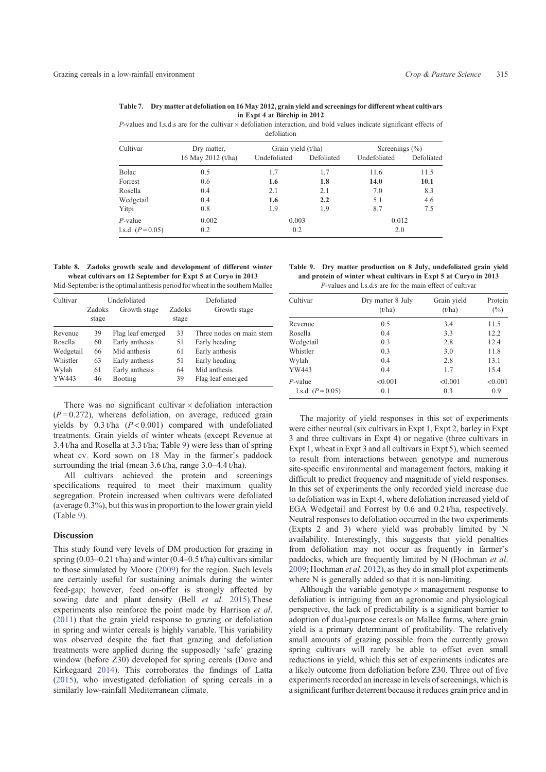**Table 7. Dry matter at defoliation on 16 May 2012, grain yield and screenings for different wheat cultivars in Expt 4 at Birchip in 2012**

*P*-values and l.s.d.s are for the cultivar × defoliation interaction, and bold values indicate significant effects of defoliation

| Cultivar | Dry matter, 16 May 2012 (t/ha) | Grain yield (t/ha) | | Screenings (%) | |
|---|---|---|---|---|---|
| | | Undefoliated | Defoliated | Undefoliated | Defoliated |
| Bolac | 0.5 | 1.7 | 1.7 | 11.6 | 11.5 |
| Forrest | 0.6 | **1.6** | **1.8** | **14.0** | **10.1** |
| Rosella | 0.4 | 2.1 | 2.1 | 7.0 | 8.3 |
| Wedgetail | 0.4 | **1.6** | **2.2** | 5.1 | 4.6 |
| Yitpi | 0.8 | 1.9 | 1.9 | 8.7 | 7.5 |
| *P*-value | 0.002 | 0.003 | | 0.012 | |
| l.s.d. ($P = 0.05$) | 0.2 | 0.2 | | 2.0 | |

**Table 8. Zadoks growth scale and development of different winter wheat cultivars on 12 September for Expt 5 at Curyo in 2013**

Mid-September is the optimal anthesis period for wheat in the southern Mallee

| Cultivar | Undefoliated | | Defoliated | |
|---|---|---|---|---|
| | Zadoks stage | Growth stage | Zadoks stage | Growth stage |
| Revenue | 39 | Flag leaf emerged | 33 | Three nodes on main stem |
| Rosella | 60 | Early anthesis | 51 | Early heading |
| Wedgetail | 66 | Mid anthesis | 61 | Early anthesis |
| Whistler | 63 | Early anthesis | 51 | Early heading |
| Wylah | 61 | Early anthesis | 64 | Mid anthesis |
| YW443 | 46 | Booting | 39 | Flag leaf emerged |

There was no significant cultivar × defoliation interaction ($P = 0.272$), whereas defoliation, on average, reduced grain yields by 0.3 t/ha ($P < 0.001$) compared with undefoliated treatments. Grain yields of winter wheats (except Revenue at 3.4 t/ha and Rosella at 3.3 t/ha; Table 9) were less than of spring wheat cv. Kord sown on 18 May in the farmer's paddock surrounding the trial (mean 3.6 t/ha, range 3.0–4.4 t/ha).

All cultivars achieved the protein and screenings specifications required to meet their maximum quality segregation. Protein increased when cultivars were defoliated (average 0.3%), but this was in proportion to the lower grain yield (Table 9).

**Table 9. Dry matter production on 8 July, undefoliated grain yield and protein of winter wheat cultivars in Expt 5 at Curyo in 2013**

*P*-values and l.s.d.s are for the main effect of cultivar

| Cultivar | Dry matter 8 July (t/ha) | Grain yield (t/ha) | Protein (%) |
|---|---|---|---|
| Revenue | 0.5 | 3.4 | 11.5 |
| Rosella | 0.4 | 3.3 | 12.2 |
| Wedgetail | 0.3 | 2.8 | 12.4 |
| Whistler | 0.3 | 3.0 | 11.8 |
| Wylah | 0.4 | 2.8 | 13.1 |
| YW443 | 0.4 | 1.7 | 15.4 |
| *P*-value | <0.001 | <0.001 | <0.001 |
| l.s.d. ($P = 0.05$) | 0.1 | 0.3 | 0.9 |

## Discussion

This study found very levels of DM production for grazing in spring (0.03–0.21 t/ha) and winter (0.4–0.5 t/ha) cultivars similar to those simulated by Moore (2009) for the region. Such levels are certainly useful for sustaining animals during the winter feed-gap; however, feed on-offer is strongly affected by sowing date and plant density (Bell *et al*. 2015).These experiments also reinforce the point made by Harrison *et al*. (2011) that the grain yield response to grazing or defoliation in spring and winter cereals is highly variable. This variability was observed despite the fact that grazing and defoliation treatments were applied during the supposedly 'safe' grazing window (before Z30) developed for spring cereals (Dove and Kirkegaard 2014). This corroborates the findings of Latta (2015), who investigated defoliation of spring cereals in a similarly low-rainfall Mediterranean climate.

The majority of yield responses in this set of experiments were either neutral (six cultivars in Expt 1, Expt 2, barley in Expt 3 and three cultivars in Expt 4) or negative (three cultivars in Expt 1, wheat in Expt 3 and all cultivars in Expt 5), which seemed to result from interactions between genotype and numerous site-specific environmental and management factors, making it difficult to predict frequency and magnitude of yield responses. In this set of experiments the only recorded yield increase due to defoliation was in Expt 4, where defoliation increased yield of EGA Wedgetail and Forrest by 0.6 and 0.2 t/ha, respectively. Neutral responses to defoliation occurred in the two experiments (Expts 2 and 3) where yield was probably limited by N availability. Interestingly, this suggests that yield penalties from defoliation may not occur as frequently in farmer's paddocks, which are frequently limited by N (Hochman *et al*. 2009; Hochman *et al*. 2012), as they do in small plot experiments where N is generally added so that it is non-limiting.

Although the variable genotype × management response to defoliation is intriguing from an agronomic and physiological perspective, the lack of predictability is a significant barrier to adoption of dual-purpose cereals on Mallee farms, where grain yield is a primary determinant of profitability. The relatively small amounts of grazing possible from the currently grown spring cultivars will rarely be able to offset even small reductions in yield, which this set of experiments indicates are a likely outcome from defoliation before Z30. Three out of five experiments recorded an increase in levels of screenings, which is a significant further deterrent because it reduces grain price and in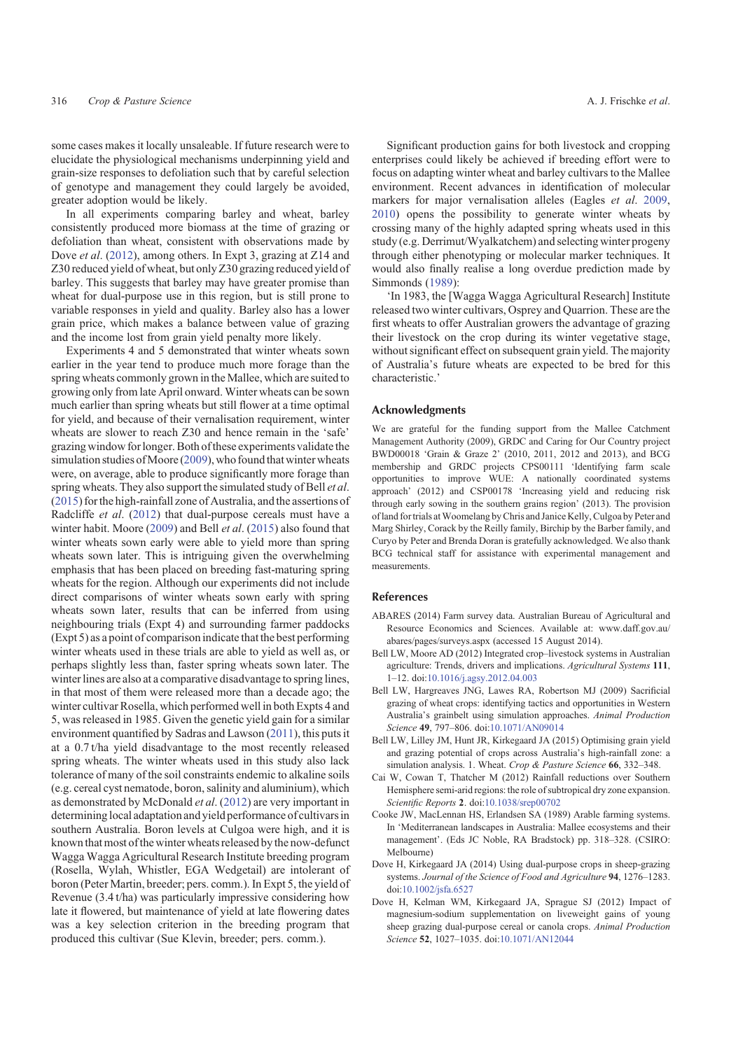some cases makes it locally unsaleable. If future research were to elucidate the physiological mechanisms underpinning yield and grain-size responses to defoliation such that by careful selection of genotype and management they could largely be avoided, greater adoption would be likely.

In all experiments comparing barley and wheat, barley consistently produced more biomass at the time of grazing or defoliation than wheat, consistent with observations made by Dove *et al*. (2012), among others. In Expt 3, grazing at Z14 and Z30 reduced yield of wheat, but only Z30 grazing reduced yield of barley. This suggests that barley may have greater promise than wheat for dual-purpose use in this region, but is still prone to variable responses in yield and quality. Barley also has a lower grain price, which makes a balance between value of grazing and the income lost from grain yield penalty more likely.

Experiments 4 and 5 demonstrated that winter wheats sown earlier in the year tend to produce much more forage than the spring wheats commonly grown in the Mallee, which are suited to growing only from late April onward. Winter wheats can be sown much earlier than spring wheats but still flower at a time optimal for yield, and because of their vernalisation requirement, winter wheats are slower to reach Z30 and hence remain in the 'safe' grazing window for longer. Both of these experiments validate the simulation studies of Moore (2009), who found that winter wheats were, on average, able to produce significantly more forage than spring wheats. They also support the simulated study of Bell *et al*. (2015) for the high-rainfall zone of Australia, and the assertions of Radcliffe *et al*. (2012) that dual-purpose cereals must have a winter habit. Moore (2009) and Bell *et al*. (2015) also found that winter wheats sown early were able to yield more than spring wheats sown later. This is intriguing given the overwhelming emphasis that has been placed on breeding fast-maturing spring wheats for the region. Although our experiments did not include direct comparisons of winter wheats sown early with spring wheats sown later, results that can be inferred from using neighbouring trials (Expt 4) and surrounding farmer paddocks (Expt 5) as a point of comparison indicate that the best performing winter wheats used in these trials are able to yield as well as, or perhaps slightly less than, faster spring wheats sown later. The winter lines are also at a comparative disadvantage to spring lines, in that most of them were released more than a decade ago; the winter cultivar Rosella, which performed well in both Expts 4 and 5, was released in 1985. Given the genetic yield gain for a similar environment quantified by Sadras and Lawson (2011), this puts it at a 0.7 t/ha yield disadvantage to the most recently released spring wheats. The winter wheats used in this study also lack tolerance of many of the soil constraints endemic to alkaline soils (e.g. cereal cyst nematode, boron, salinity and aluminium), which as demonstrated by McDonald *et al*. (2012) are very important in determining local adaptation and yield performance of cultivars in southern Australia. Boron levels at Culgoa were high, and it is known that most of the winter wheats released by the now-defunct Wagga Wagga Agricultural Research Institute breeding program (Rosella, Wylah, Whistler, EGA Wedgetail) are intolerant of boron (Peter Martin, breeder; pers. comm.). In Expt 5, the yield of Revenue (3.4 t/ha) was particularly impressive considering how late it flowered, but maintenance of yield at late flowering dates was a key selection criterion in the breeding program that produced this cultivar (Sue Klevin, breeder; pers. comm.).

Significant production gains for both livestock and cropping enterprises could likely be achieved if breeding effort were to focus on adapting winter wheat and barley cultivars to the Mallee environment. Recent advances in identification of molecular markers for major vernalisation alleles (Eagles *et al*. 2009, 2010) opens the possibility to generate winter wheats by crossing many of the highly adapted spring wheats used in this study (e.g. Derrimut/Wyalkatchem) and selecting winter progeny through either phenotyping or molecular marker techniques. It would also finally realise a long overdue prediction made by Simmonds (1989):

'In 1983, the [Wagga Wagga Agricultural Research] Institute released two winter cultivars, Osprey and Quarrion. These are the first wheats to offer Australian growers the advantage of grazing their livestock on the crop during its winter vegetative stage, without significant effect on subsequent grain yield. The majority of Australia's future wheats are expected to be bred for this characteristic.'

## Acknowledgments

We are grateful for the funding support from the Mallee Catchment Management Authority (2009), GRDC and Caring for Our Country project BWD00018 'Grain & Graze 2' (2010, 2011, 2012 and 2013), and BCG membership and GRDC projects CPS00111 'Identifying farm scale opportunities to improve WUE: A nationally coordinated systems approach' (2012) and CSP00178 'Increasing yield and reducing risk through early sowing in the southern grains region' (2013). The provision of land for trials at Woomelang by Chris and Janice Kelly, Culgoa by Peter and Marg Shirley, Corack by the Reilly family, Birchip by the Barber family, and Curyo by Peter and Brenda Doran is gratefully acknowledged. We also thank BCG technical staff for assistance with experimental management and measurements.

## References

ABARES (2014) Farm survey data. Australian Bureau of Agricultural and Resource Economics and Sciences. Available at: www.daff.gov.au/abares/pages/surveys.aspx (accessed 15 August 2014).

Bell LW, Moore AD (2012) Integrated crop–livestock systems in Australian agriculture: Trends, drivers and implications. *Agricultural Systems* **111**, 1–12. doi:10.1016/j.agsy.2012.04.003

Bell LW, Hargreaves JNG, Lawes RA, Robertson MJ (2009) Sacrificial grazing of wheat crops: identifying tactics and opportunities in Western Australia's grainbelt using simulation approaches. *Animal Production Science* **49**, 797–806. doi:10.1071/AN09014

Bell LW, Lilley JM, Hunt JR, Kirkegaard JA (2015) Optimising grain yield and grazing potential of crops across Australia's high-rainfall zone: a simulation analysis. 1. Wheat. *Crop & Pasture Science* **66**, 332–348.

Cai W, Cowan T, Thatcher M (2012) Rainfall reductions over Southern Hemisphere semi-arid regions: the role of subtropical dry zone expansion. *Scientific Reports* **2**. doi:10.1038/srep00702

Cooke JW, MacLennan HS, Erlandsen SA (1989) Arable farming systems. In 'Mediterranean landscapes in Australia: Mallee ecosystems and their management'. (Eds JC Noble, RA Bradstock) pp. 318–328. (CSIRO: Melbourne)

Dove H, Kirkegaard JA (2014) Using dual-purpose crops in sheep-grazing systems. *Journal of the Science of Food and Agriculture* **94**, 1276–1283. doi:10.1002/jsfa.6527

Dove H, Kelman WM, Kirkegaard JA, Sprague SJ (2012) Impact of magnesium-sodium supplementation on liveweight gains of young sheep grazing dual-purpose cereal or canola crops. *Animal Production Science* **52**, 1027–1035. doi:10.1071/AN12044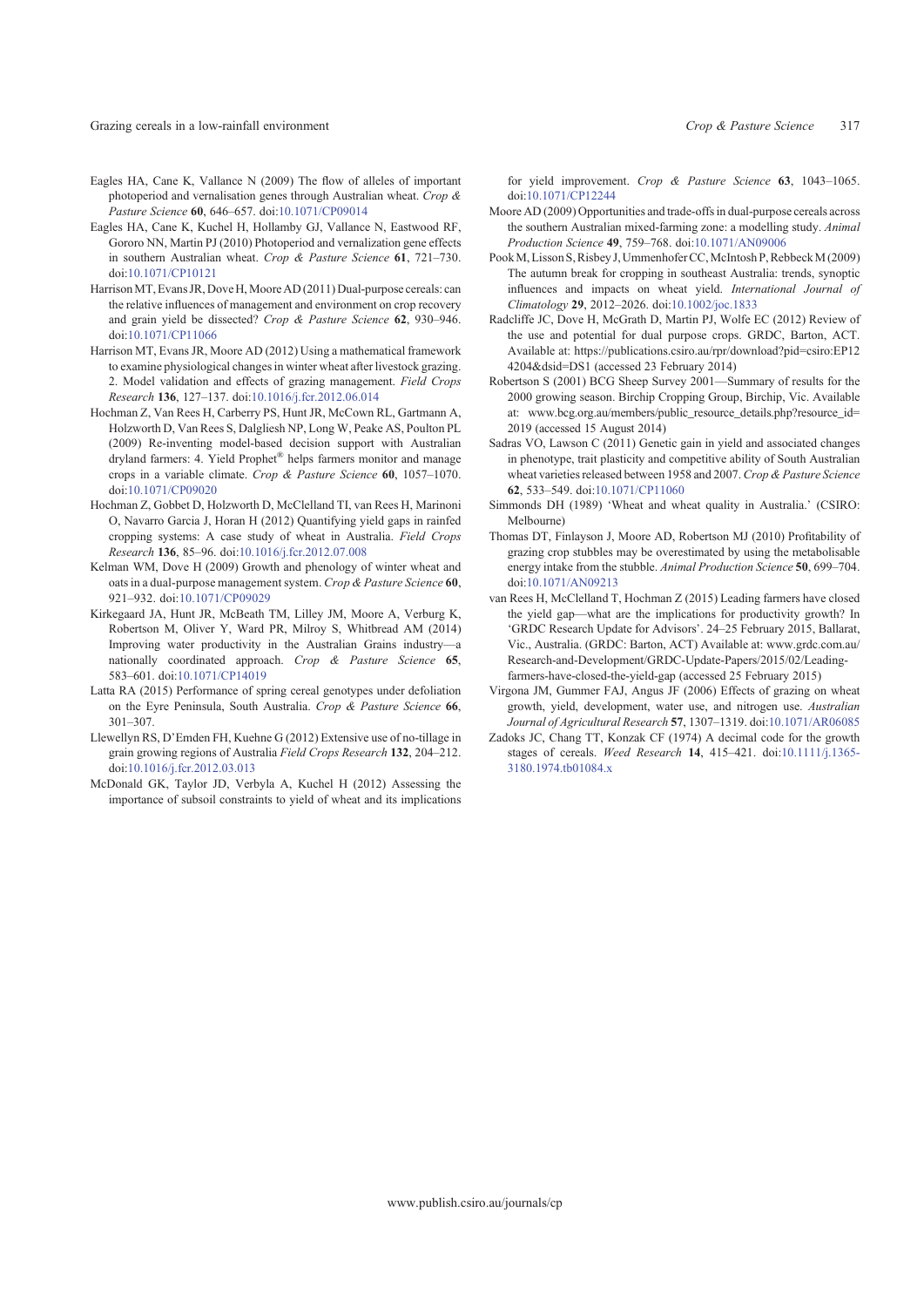Eagles HA, Cane K, Vallance N (2009) The flow of alleles of important photoperiod and vernalisation genes through Australian wheat. *Crop & Pasture Science* **60**, 646–657. doi:10.1071/CP09014

Eagles HA, Cane K, Kuchel H, Hollamby GJ, Vallance N, Eastwood RF, Gororo NN, Martin PJ (2010) Photoperiod and vernalization gene effects in southern Australian wheat. *Crop & Pasture Science* **61**, 721–730. doi:10.1071/CP10121

Harrison MT, Evans JR, Dove H, Moore AD (2011) Dual-purpose cereals: can the relative influences of management and environment on crop recovery and grain yield be dissected? *Crop & Pasture Science* **62**, 930–946. doi:10.1071/CP11066

Harrison MT, Evans JR, Moore AD (2012) Using a mathematical framework to examine physiological changes in winter wheat after livestock grazing. 2. Model validation and effects of grazing management. *Field Crops Research* **136**, 127–137. doi:10.1016/j.fcr.2012.06.014

Hochman Z, Van Rees H, Carberry PS, Hunt JR, McCown RL, Gartmann A, Holzworth D, Van Rees S, Dalgliesh NP, Long W, Peake AS, Poulton PL (2009) Re-inventing model-based decision support with Australian dryland farmers: 4. Yield Prophet® helps farmers monitor and manage crops in a variable climate. *Crop & Pasture Science* **60**, 1057–1070. doi:10.1071/CP09020

Hochman Z, Gobbet D, Holzworth D, McClelland TI, van Rees H, Marinoni O, Navarro Garcia J, Horan H (2012) Quantifying yield gaps in rainfed cropping systems: A case study of wheat in Australia. *Field Crops Research* **136**, 85–96. doi:10.1016/j.fcr.2012.07.008

Kelman WM, Dove H (2009) Growth and phenology of winter wheat and oats in a dual-purpose management system. *Crop & Pasture Science* **60**, 921–932. doi:10.1071/CP09029

Kirkegaard JA, Hunt JR, McBeath TM, Lilley JM, Moore A, Verburg K, Robertson M, Oliver Y, Ward PR, Milroy S, Whitbread AM (2014) Improving water productivity in the Australian Grains industry—a nationally coordinated approach. *Crop & Pasture Science* **65**, 583–601. doi:10.1071/CP14019

Latta RA (2015) Performance of spring cereal genotypes under defoliation on the Eyre Peninsula, South Australia. *Crop & Pasture Science* **66**, 301–307.

Llewellyn RS, D'Emden FH, Kuehne G (2012) Extensive use of no-tillage in grain growing regions of Australia *Field Crops Research* **132**, 204–212. doi:10.1016/j.fcr.2012.03.013

McDonald GK, Taylor JD, Verbyla A, Kuchel H (2012) Assessing the importance of subsoil constraints to yield of wheat and its implications for yield improvement. *Crop & Pasture Science* **63**, 1043–1065. doi:10.1071/CP12244

Moore AD (2009) Opportunities and trade-offs in dual-purpose cereals across the southern Australian mixed-farming zone: a modelling study. *Animal Production Science* **49**, 759–768. doi:10.1071/AN09006

Pook M, Lisson S, Risbey J, Ummenhofer CC, McIntosh P, Rebbeck M (2009) The autumn break for cropping in southeast Australia: trends, synoptic influences and impacts on wheat yield. *International Journal of Climatology* **29**, 2012–2026. doi:10.1002/joc.1833

Radcliffe JC, Dove H, McGrath D, Martin PJ, Wolfe EC (2012) Review of the use and potential for dual purpose crops. GRDC, Barton, ACT. Available at: https://publications.csiro.au/rpr/download?pid=csiro:EP124204&dsid=DS1 (accessed 23 February 2014)

Robertson S (2001) BCG Sheep Survey 2001—Summary of results for the 2000 growing season. Birchip Cropping Group, Birchip, Vic. Available at: www.bcg.org.au/members/public_resource_details.php?resource_id=2019 (accessed 15 August 2014)

Sadras VO, Lawson C (2011) Genetic gain in yield and associated changes in phenotype, trait plasticity and competitive ability of South Australian wheat varieties released between 1958 and 2007. *Crop & Pasture Science* **62**, 533–549. doi:10.1071/CP11060

Simmonds DH (1989) 'Wheat and wheat quality in Australia.' (CSIRO: Melbourne)

Thomas DT, Finlayson J, Moore AD, Robertson MJ (2010) Profitability of grazing crop stubbles may be overestimated by using the metabolisable energy intake from the stubble. *Animal Production Science* **50**, 699–704. doi:10.1071/AN09213

van Rees H, McClelland T, Hochman Z (2015) Leading farmers have closed the yield gap—what are the implications for productivity growth? In 'GRDC Research Update for Advisors'. 24–25 February 2015, Ballarat, Vic., Australia. (GRDC: Barton, ACT) Available at: www.grdc.com.au/Research-and-Development/GRDC-Update-Papers/2015/02/Leading-farmers-have-closed-the-yield-gap (accessed 25 February 2015)

Virgona JM, Gummer FAJ, Angus JF (2006) Effects of grazing on wheat growth, yield, development, water use, and nitrogen use. *Australian Journal of Agricultural Research* **57**, 1307–1319. doi:10.1071/AR06085

Zadoks JC, Chang TT, Konzak CF (1974) A decimal code for the growth stages of cereals. *Weed Research* **14**, 415–421. doi:10.1111/j.1365-3180.1974.tb01084.x